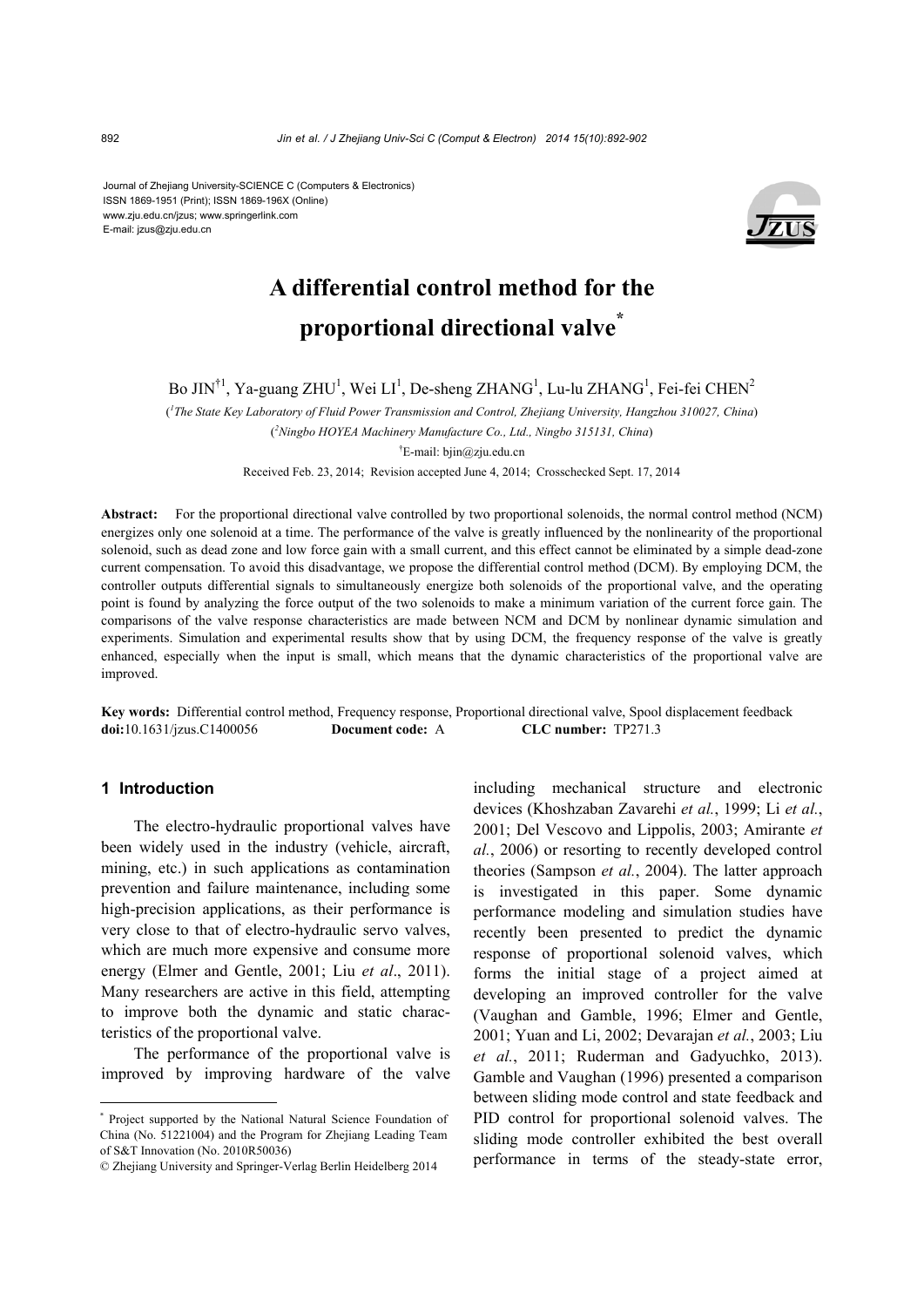Journal of Zhejiang University-SCIENCE C (Computers & Electronics)
ISSN 1869-1951 (Print); ISSN 1869-196X (Online)
www.zju.edu.cn/jzus; www.springerlink.com
E-mail: jzus@zju.edu.cn

# A differential control method for the proportional directional valve*

Bo JIN[†1], Ya-guang ZHU[1], Wei LI[1], De-sheng ZHANG[1], Lu-lu ZHANG[1], Fei-fei CHEN[2]

([1]*The State Key Laboratory of Fluid Power Transmission and Control, Zhejiang University, Hangzhou 310027, China*)

([2]*Ningbo HOYEA Machinery Manufacture Co., Ltd., Ningbo 315131, China*)

[†]E-mail: bjin@zju.edu.cn

Received Feb. 23, 2014; Revision accepted June 4, 2014; Crosschecked Sept. 17, 2014

**Abstract:** For the proportional directional valve controlled by two proportional solenoids, the normal control method (NCM) energizes only one solenoid at a time. The performance of the valve is greatly influenced by the nonlinearity of the proportional solenoid, such as dead zone and low force gain with a small current, and this effect cannot be eliminated by a simple dead-zone current compensation. To avoid this disadvantage, we propose the differential control method (DCM). By employing DCM, the controller outputs differential signals to simultaneously energize both solenoids of the proportional valve, and the operating point is found by analyzing the force output of the two solenoids to make a minimum variation of the current force gain. The comparisons of the valve response characteristics are made between NCM and DCM by nonlinear dynamic simulation and experiments. Simulation and experimental results show that by using DCM, the frequency response of the valve is greatly enhanced, especially when the input is small, which means that the dynamic characteristics of the proportional valve are improved.

**Key words:** Differential control method, Frequency response, Proportional directional valve, Spool displacement feedback
**doi:**10.1631/jzus.C1400056 **Document code:** A **CLC number:** TP271.3

## 1 Introduction

The electro-hydraulic proportional valves have been widely used in the industry (vehicle, aircraft, mining, etc.) in such applications as contamination prevention and failure maintenance, including some high-precision applications, as their performance is very close to that of electro-hydraulic servo valves, which are much more expensive and consume more energy (Elmer and Gentle, 2001; Liu *et al*., 2011). Many researchers are active in this field, attempting to improve both the dynamic and static characteristics of the proportional valve.

The performance of the proportional valve is improved by improving hardware of the valve including mechanical structure and electronic devices (Khoshzaban Zavarehi *et al.*, 1999; Li *et al.*, 2001; Del Vescovo and Lippolis, 2003; Amirante *et al.*, 2006) or resorting to recently developed control theories (Sampson *et al.*, 2004). The latter approach is investigated in this paper. Some dynamic performance modeling and simulation studies have recently been presented to predict the dynamic response of proportional solenoid valves, which forms the initial stage of a project aimed at developing an improved controller for the valve (Vaughan and Gamble, 1996; Elmer and Gentle, 2001; Yuan and Li, 2002; Devarajan *et al.*, 2003; Liu *et al.*, 2011; Ruderman and Gadyuchko, 2013). Gamble and Vaughan (1996) presented a comparison between sliding mode control and state feedback and PID control for proportional solenoid valves. The sliding mode controller exhibited the best overall performance in terms of the steady-state error,

---

* Project supported by the National Natural Science Foundation of China (No. 51221004) and the Program for Zhejiang Leading Team of S&T Innovation (No. 2010R50036)

© Zhejiang University and Springer-Verlag Berlin Heidelberg 2014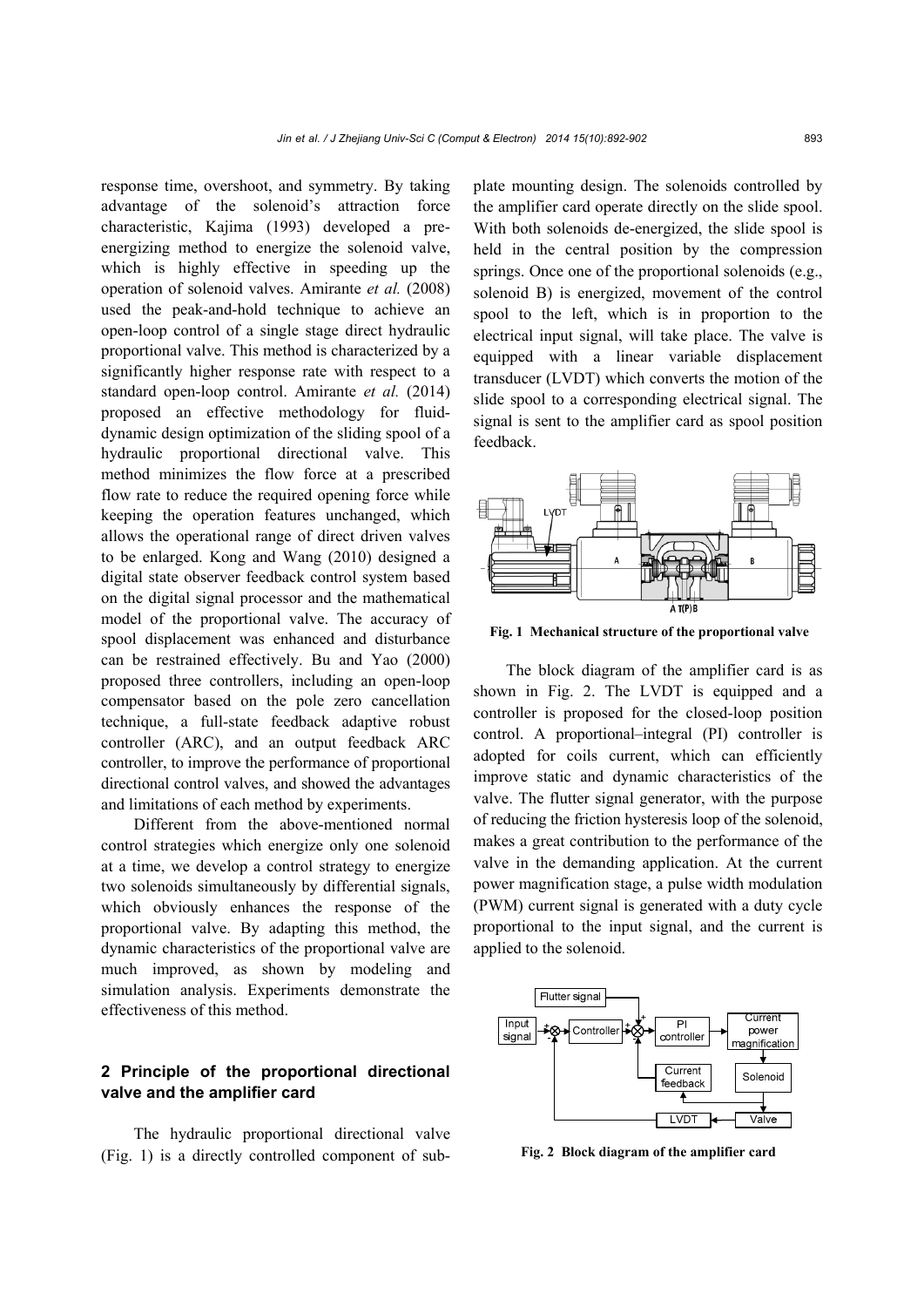response time, overshoot, and symmetry. By taking advantage of the solenoid's attraction force characteristic, Kajima (1993) developed a pre-energizing method to energize the solenoid valve, which is highly effective in speeding up the operation of solenoid valves. Amirante *et al.* (2008) used the peak-and-hold technique to achieve an open-loop control of a single stage direct hydraulic proportional valve. This method is characterized by a significantly higher response rate with respect to a standard open-loop control. Amirante *et al.* (2014) proposed an effective methodology for fluid-dynamic design optimization of the sliding spool of a hydraulic proportional directional valve. This method minimizes the flow force at a prescribed flow rate to reduce the required opening force while keeping the operation features unchanged, which allows the operational range of direct driven valves to be enlarged. Kong and Wang (2010) designed a digital state observer feedback control system based on the digital signal processor and the mathematical model of the proportional valve. The accuracy of spool displacement was enhanced and disturbance can be restrained effectively. Bu and Yao (2000) proposed three controllers, including an open-loop compensator based on the pole zero cancellation technique, a full-state feedback adaptive robust controller (ARC), and an output feedback ARC controller, to improve the performance of proportional directional control valves, and showed the advantages and limitations of each method by experiments.

Different from the above-mentioned normal control strategies which energize only one solenoid at a time, we develop a control strategy to energize two solenoids simultaneously by differential signals, which obviously enhances the response of the proportional valve. By adapting this method, the dynamic characteristics of the proportional valve are much improved, as shown by modeling and simulation analysis. Experiments demonstrate the effectiveness of this method.

## 2 Principle of the proportional directional valve and the amplifier card

The hydraulic proportional directional valve (Fig. 1) is a directly controlled component of sub-plate mounting design. The solenoids controlled by the amplifier card operate directly on the slide spool. With both solenoids de-energized, the slide spool is held in the central position by the compression springs. Once one of the proportional solenoids (e.g., solenoid B) is energized, movement of the control spool to the left, which is in proportion to the electrical input signal, will take place. The valve is equipped with a linear variable displacement transducer (LVDT) which converts the motion of the slide spool to a corresponding electrical signal. The signal is sent to the amplifier card as spool position feedback.

**Fig. 1 Mechanical structure of the proportional valve**

The block diagram of the amplifier card is as shown in Fig. 2. The LVDT is equipped and a controller is proposed for the closed-loop position control. A proportional–integral (PI) controller is adopted for coils current, which can efficiently improve static and dynamic characteristics of the valve. The flutter signal generator, with the purpose of reducing the friction hysteresis loop of the solenoid, makes a great contribution to the performance of the valve in the demanding application. At the current power magnification stage, a pulse width modulation (PWM) current signal is generated with a duty cycle proportional to the input signal, and the current is applied to the solenoid.

**Fig. 2 Block diagram of the amplifier card**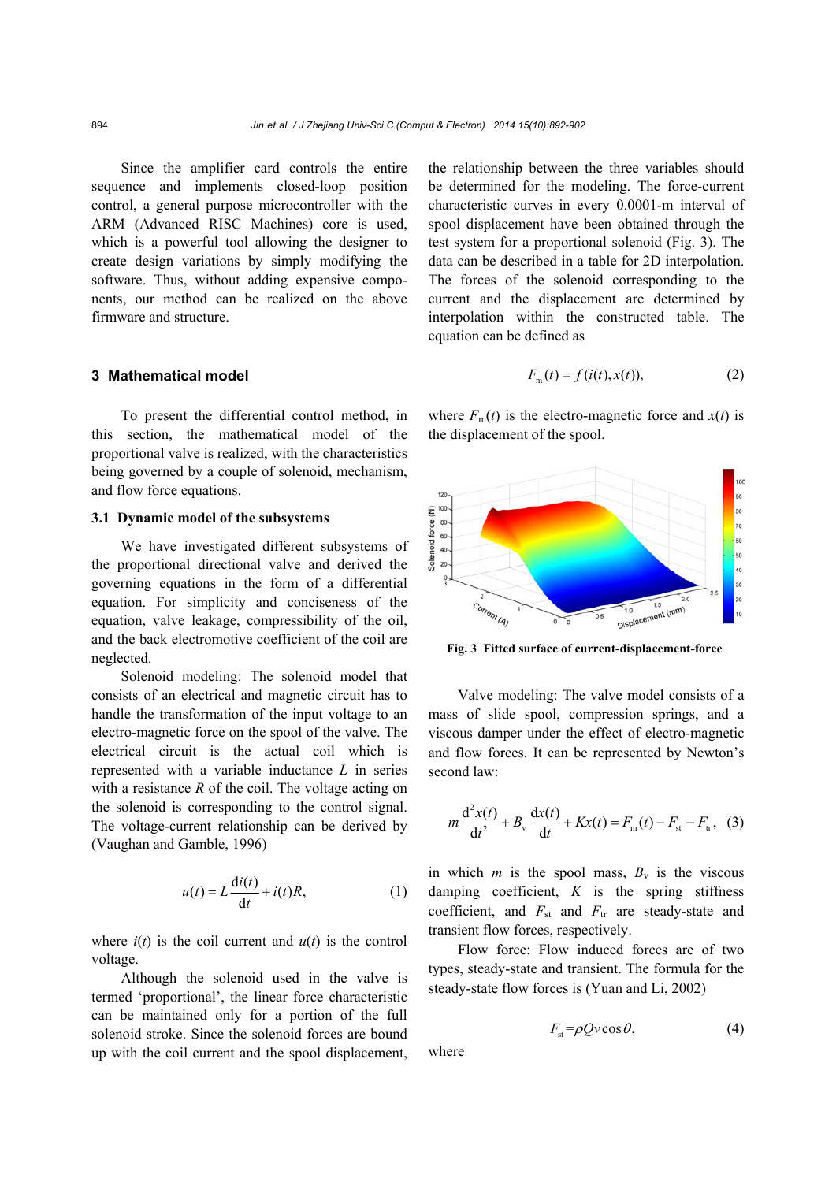Since the amplifier card controls the entire sequence and implements closed-loop position control, a general purpose microcontroller with the ARM (Advanced RISC Machines) core is used, which is a powerful tool allowing the designer to create design variations by simply modifying the software. Thus, without adding expensive components, our method can be realized on the above firmware and structure.

## 3 Mathematical model

To present the differential control method, in this section, the mathematical model of the proportional valve is realized, with the characteristics being governed by a couple of solenoid, mechanism, and flow force equations.

### 3.1 Dynamic model of the subsystems

We have investigated different subsystems of the proportional directional valve and derived the governing equations in the form of a differential equation. For simplicity and conciseness of the equation, valve leakage, compressibility of the oil, and the back electromotive coefficient of the coil are neglected.

Solenoid modeling: The solenoid model that consists of an electrical and magnetic circuit has to handle the transformation of the input voltage to an electro-magnetic force on the spool of the valve. The electrical circuit is the actual coil which is represented with a variable inductance $L$ in series with a resistance $R$ of the coil. The voltage acting on the solenoid is corresponding to the control signal. The voltage-current relationship can be derived by (Vaughan and Gamble, 1996)

$$u(t) = L\frac{\mathrm{d}i(t)}{\mathrm{d}t} + i(t)R, \tag{1}$$

where $i(t)$ is the coil current and $u(t)$ is the control voltage.

Although the solenoid used in the valve is termed 'proportional', the linear force characteristic can be maintained only for a portion of the full solenoid stroke. Since the solenoid forces are bound up with the coil current and the spool displacement, the relationship between the three variables should be determined for the modeling. The force-current characteristic curves in every 0.0001-m interval of spool displacement have been obtained through the test system for a proportional solenoid (Fig. 3). The data can be described in a table for 2D interpolation. The forces of the solenoid corresponding to the current and the displacement are determined by interpolation within the constructed table. The equation can be defined as

$$F_{\mathrm{m}}(t) = f(i(t), x(t)), \tag{2}$$

where $F_{\mathrm{m}}(t)$ is the electro-magnetic force and $x(t)$ is the displacement of the spool.

**Fig. 3 Fitted surface of current-displacement-force**

Valve modeling: The valve model consists of a mass of slide spool, compression springs, and a viscous damper under the effect of electro-magnetic and flow forces. It can be represented by Newton's second law:

$$m\frac{\mathrm{d}^2x(t)}{\mathrm{d}t^2} + B_{\mathrm{v}}\frac{\mathrm{d}x(t)}{\mathrm{d}t} + Kx(t) = F_{\mathrm{m}}(t) - F_{\mathrm{st}} - F_{\mathrm{tr}}, \tag{3}$$

in which $m$ is the spool mass, $B_{\mathrm{v}}$ is the viscous damping coefficient, $K$ is the spring stiffness coefficient, and $F_{\mathrm{st}}$ and $F_{\mathrm{tr}}$ are steady-state and transient flow forces, respectively.

Flow force: Flow induced forces are of two types, steady-state and transient. The formula for the steady-state flow forces is (Yuan and Li, 2002)

$$F_{\mathrm{st}} = \rho Q v \cos\theta, \tag{4}$$

where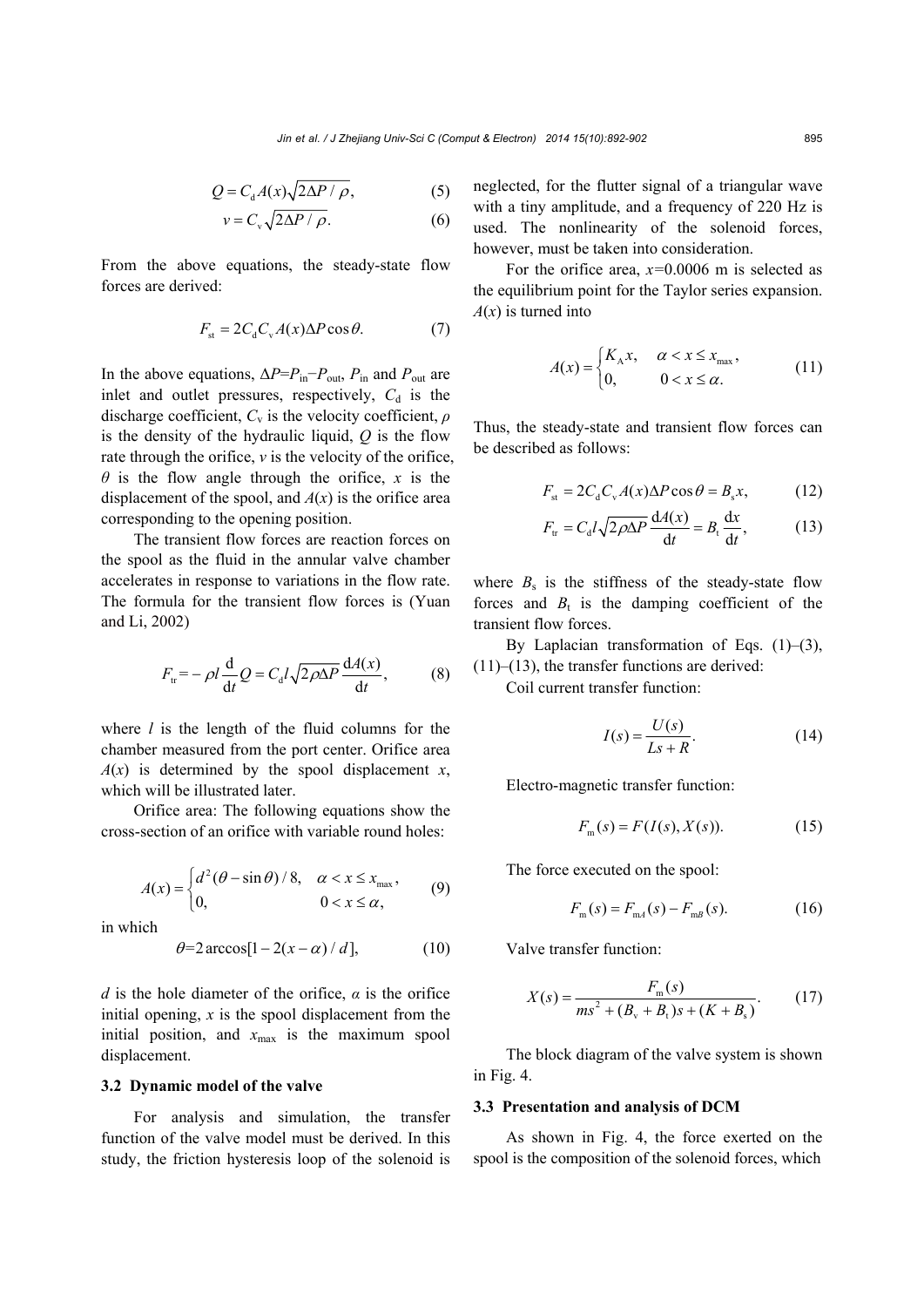$$Q = C_d A(x)\sqrt{2\Delta P / \rho}, \tag{5}$$

$$v = C_v \sqrt{2\Delta P / \rho}. \tag{6}$$

From the above equations, the steady-state flow forces are derived:

$$F_{st} = 2C_d C_v A(x)\Delta P \cos\theta. \tag{7}$$

In the above equations, $\Delta P=P_{in}-P_{out}$, $P_{in}$ and $P_{out}$ are inlet and outlet pressures, respectively, $C_d$ is the discharge coefficient, $C_v$ is the velocity coefficient, $\rho$ is the density of the hydraulic liquid, $Q$ is the flow rate through the orifice, $v$ is the velocity of the orifice, $\theta$ is the flow angle through the orifice, $x$ is the displacement of the spool, and $A(x)$ is the orifice area corresponding to the opening position.

The transient flow forces are reaction forces on the spool as the fluid in the annular valve chamber accelerates in response to variations in the flow rate. The formula for the transient flow forces is (Yuan and Li, 2002)

$$F_{tr} = -\rho l \frac{d}{dt}Q = C_d l \sqrt{2\rho\Delta P}\frac{dA(x)}{dt}, \tag{8}$$

where $l$ is the length of the fluid columns for the chamber measured from the port center. Orifice area $A(x)$ is determined by the spool displacement $x$, which will be illustrated later.

Orifice area: The following equations show the cross-section of an orifice with variable round holes:

$$A(x) = \begin{cases} d^2(\theta - \sin\theta)/8, & \alpha < x \le x_{max}, \\ 0, & 0 < x \le \alpha, \end{cases} \tag{9}$$

in which

$$\theta = 2\arccos[1 - 2(x-\alpha)/d], \tag{10}$$

$d$ is the hole diameter of the orifice, $\alpha$ is the orifice initial opening, $x$ is the spool displacement from the initial position, and $x_{max}$ is the maximum spool displacement.

### 3.2 Dynamic model of the valve

For analysis and simulation, the transfer function of the valve model must be derived. In this study, the friction hysteresis loop of the solenoid is neglected, for the flutter signal of a triangular wave with a tiny amplitude, and a frequency of 220 Hz is used. The nonlinearity of the solenoid forces, however, must be taken into consideration.

For the orifice area, $x$=0.0006 m is selected as the equilibrium point for the Taylor series expansion. $A(x)$ is turned into

$$A(x) = \begin{cases} K_A x, & \alpha < x \le x_{max}, \\ 0, & 0 < x \le \alpha. \end{cases} \tag{11}$$

Thus, the steady-state and transient flow forces can be described as follows:

$$F_{st} = 2C_d C_v A(x)\Delta P \cos\theta = B_s x, \tag{12}$$

$$F_{tr} = C_d l \sqrt{2\rho\Delta P}\frac{dA(x)}{dt} = B_t \frac{dx}{dt}, \tag{13}$$

where $B_s$ is the stiffness of the steady-state flow forces and $B_t$ is the damping coefficient of the transient flow forces.

By Laplacian transformation of Eqs. (1)–(3), (11)–(13), the transfer functions are derived:

Coil current transfer function:

$$I(s) = \frac{U(s)}{Ls + R}. \tag{14}$$

Electro-magnetic transfer function:

$$F_m(s) = F(I(s), X(s)). \tag{15}$$

The force executed on the spool:

$$F_m(s) = F_{mA}(s) - F_{mB}(s). \tag{16}$$

Valve transfer function:

$$X(s) = \frac{F_m(s)}{ms^2 + (B_v + B_t)s + (K + B_s)}. \tag{17}$$

The block diagram of the valve system is shown in Fig. 4.

### 3.3 Presentation and analysis of DCM

As shown in Fig. 4, the force exerted on the spool is the composition of the solenoid forces, which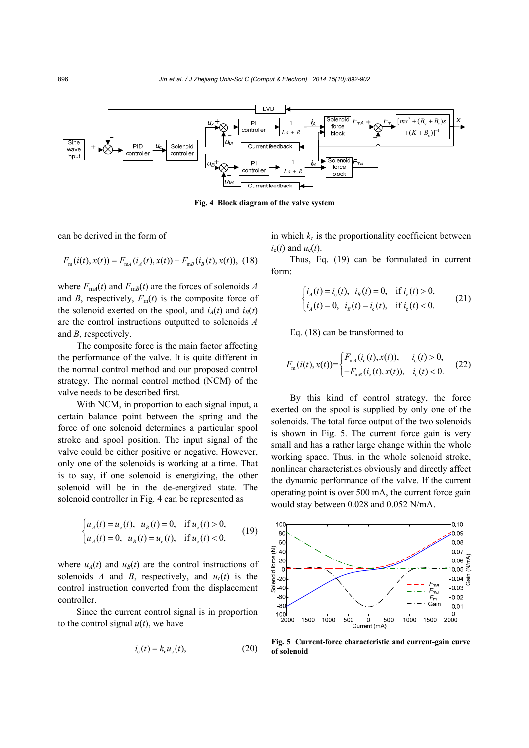Fig. 4 Block diagram of the valve system

can be derived in the form of

$$F_{\mathrm{m}}(i(t),x(t))=F_{\mathrm{m}A}(i_A(t),x(t))-F_{\mathrm{m}B}(i_B(t),x(t)), \quad (18)$$

where $F_{\mathrm{m}A}(t)$ and $F_{\mathrm{m}B}(t)$ are the forces of solenoids $A$ and $B$, respectively, $F_{\mathrm{m}}(t)$ is the composite force of the solenoid exerted on the spool, and $i_A(t)$ and $i_B(t)$ are the control instructions outputted to solenoids $A$ and $B$, respectively.

The composite force is the main factor affecting the performance of the valve. It is quite different in the normal control method and our proposed control strategy. The normal control method (NCM) of the valve needs to be described first.

With NCM, in proportion to each signal input, a certain balance point between the spring and the force of one solenoid determines a particular spool stroke and spool position. The input signal of the valve could be either positive or negative. However, only one of the solenoids is working at a time. That is to say, if one solenoid is energizing, the other solenoid will be in the de-energized state. The solenoid controller in Fig. 4 can be represented as

$$\begin{cases} u_A(t)=u_{\mathrm{c}}(t), \ \ u_B(t)=0, & \text{if } u_{\mathrm{c}}(t)>0, \\ u_A(t)=0, \ \ u_B(t)=u_{\mathrm{c}}(t), & \text{if } u_{\mathrm{c}}(t)<0, \end{cases} \quad (19)$$

where $u_A(t)$ and $u_B(t)$ are the control instructions of solenoids $A$ and $B$, respectively, and $u_{\mathrm{c}}(t)$ is the control instruction converted from the displacement controller.

Since the current control signal is in proportion to the control signal $u(t)$, we have

$$i_{\mathrm{c}}(t)=k_{\mathrm{c}}u_{\mathrm{c}}(t), \quad (20)$$

in which $k_{\mathrm{c}}$ is the proportionality coefficient between $i_{\mathrm{c}}(t)$ and $u_{\mathrm{c}}(t)$.

Thus, Eq. (19) can be formulated in current form:

$$\begin{cases} i_A(t)=i_{\mathrm{c}}(t), \ \ i_B(t)=0, & \text{if } i_{\mathrm{c}}(t)>0, \\ i_A(t)=0, \ \ i_B(t)=i_{\mathrm{c}}(t), & \text{if } i_{\mathrm{c}}(t)<0. \end{cases} \quad (21)$$

Eq. (18) can be transformed to

$$F_{\mathrm{m}}(i(t),x(t))=\begin{cases} F_{\mathrm{m}A}(i_{\mathrm{c}}(t),x(t)), & i_{\mathrm{c}}(t)>0, \\ -F_{\mathrm{m}B}(i_{\mathrm{c}}(t),x(t)), & i_{\mathrm{c}}(t)<0. \end{cases} \quad (22)$$

By this kind of control strategy, the force exerted on the spool is supplied by only one of the solenoids. The total force output of the two solenoids is shown in Fig. 5. The current force gain is very small and has a rather large change within the whole working space. Thus, in the whole solenoid stroke, nonlinear characteristics obviously and directly affect the dynamic performance of the valve. If the current operating point is over 500 mA, the current force gain would stay between 0.028 and 0.052 N/mA.

Fig. 5 Current-force characteristic and current-gain curve of solenoid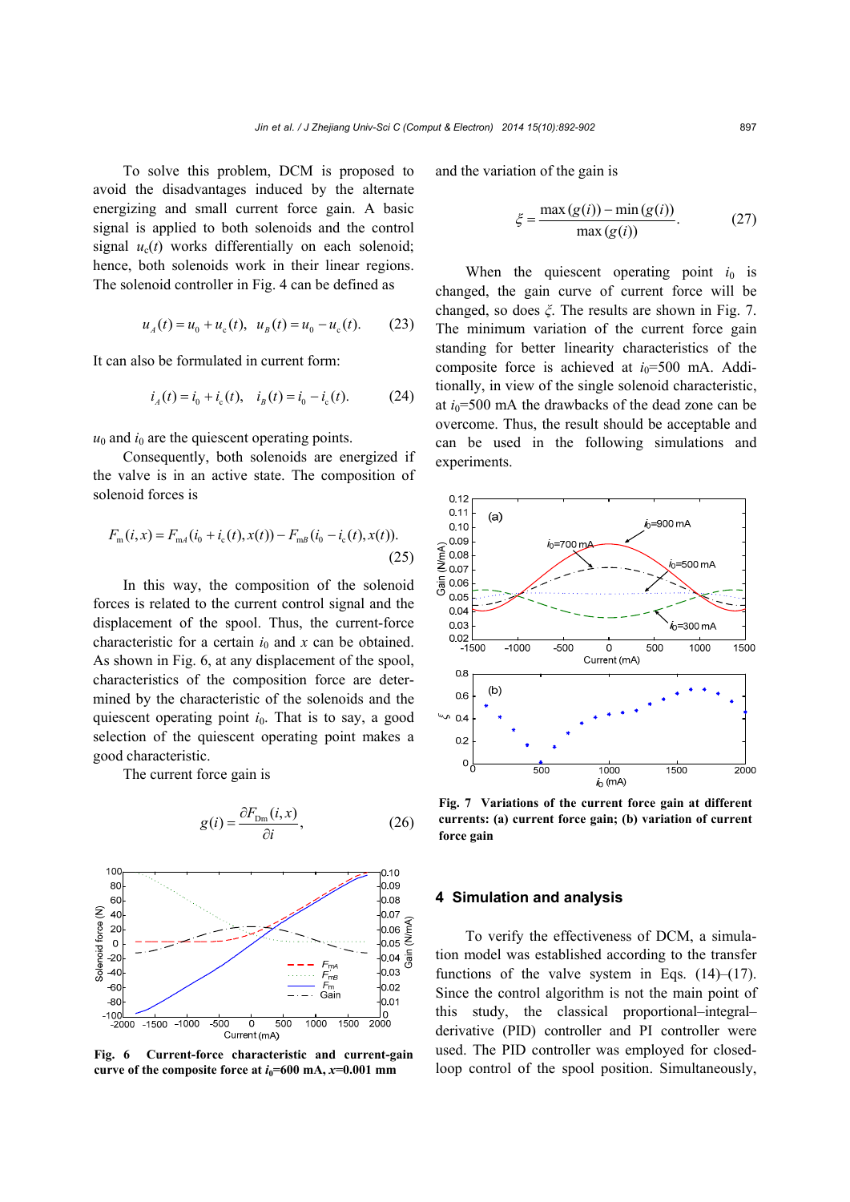To solve this problem, DCM is proposed to avoid the disadvantages induced by the alternate energizing and small current force gain. A basic signal is applied to both solenoids and the control signal $u_c(t)$ works differentially on each solenoid; hence, both solenoids work in their linear regions. The solenoid controller in Fig. 4 can be defined as

$$u_A(t) = u_0 + u_c(t),\quad u_B(t) = u_0 - u_c(t). \tag{23}$$

It can also be formulated in current form:

$$i_A(t) = i_0 + i_c(t),\quad i_B(t) = i_0 - i_c(t). \tag{24}$$

$u_0$ and $i_0$ are the quiescent operating points.

Consequently, both solenoids are energized if the valve is in an active state. The composition of solenoid forces is

$$F_m(i,x) = F_{mA}(i_0 + i_c(t), x(t)) - F_{mB}(i_0 - i_c(t), x(t)). \tag{25}$$

In this way, the composition of the solenoid forces is related to the current control signal and the displacement of the spool. Thus, the current-force characteristic for a certain $i_0$ and $x$ can be obtained. As shown in Fig. 6, at any displacement of the spool, characteristics of the composition force are determined by the characteristic of the solenoids and the quiescent operating point $i_0$. That is to say, a good selection of the quiescent operating point makes a good characteristic.

The current force gain is

$$g(i) = \frac{\partial F_{Dm}(i,x)}{\partial i}, \tag{26}$$

**Fig. 6 Current-force characteristic and current-gain curve of the composite force at $i_0$=600 mA, $x$=0.001 mm**

and the variation of the gain is

$$\xi = \frac{\max(g(i)) - \min(g(i))}{\max(g(i))}. \tag{27}$$

When the quiescent operating point $i_0$ is changed, the gain curve of current force will be changed, so does $\xi$. The results are shown in Fig. 7. The minimum variation of the current force gain standing for better linearity characteristics of the composite force is achieved at $i_0$=500 mA. Additionally, in view of the single solenoid characteristic, at $i_0$=500 mA the drawbacks of the dead zone can be overcome. Thus, the result should be acceptable and can be used in the following simulations and experiments.

**Fig. 7 Variations of the current force gain at different currents: (a) current force gain; (b) variation of current force gain**

## 4 Simulation and analysis

To verify the effectiveness of DCM, a simulation model was established according to the transfer functions of the valve system in Eqs. (14)–(17). Since the control algorithm is not the main point of this study, the classical proportional–integral–derivative (PID) controller and PI controller were used. The PID controller was employed for closed-loop control of the spool position. Simultaneously,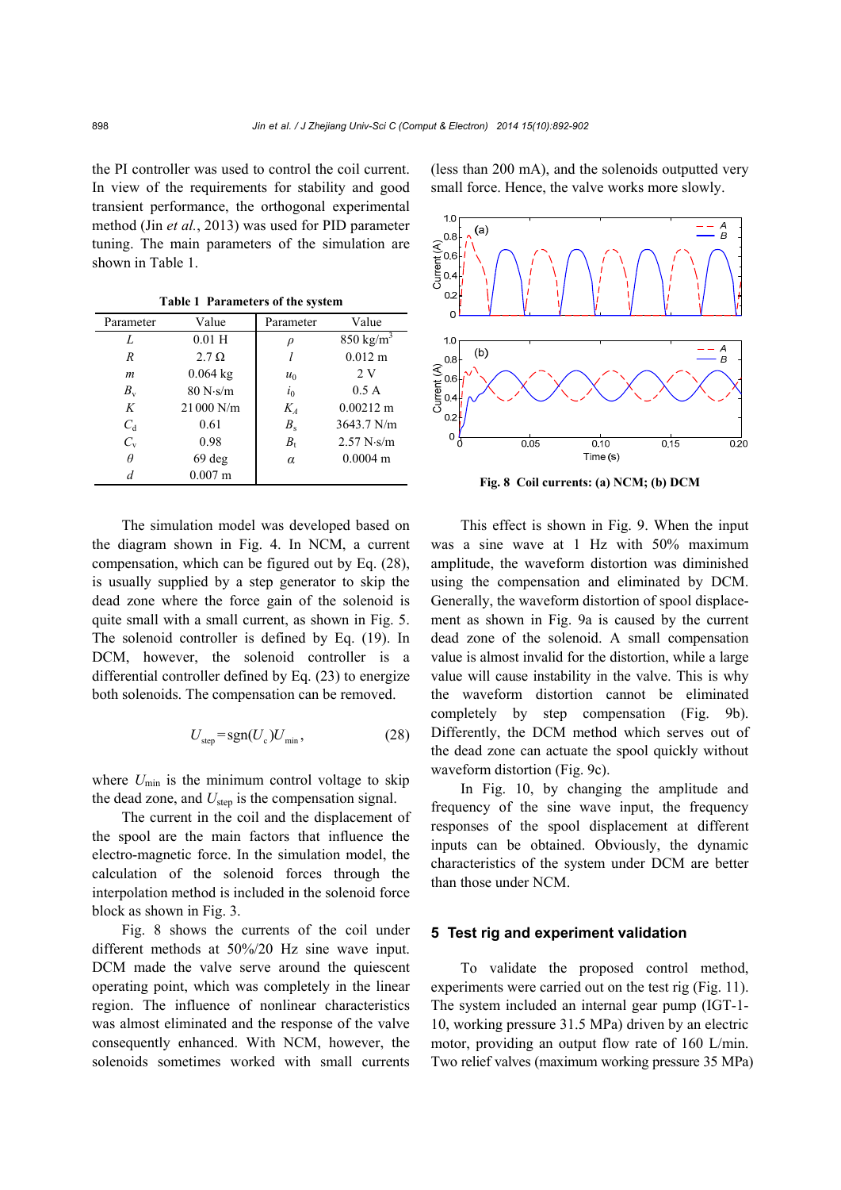the PI controller was used to control the coil current. In view of the requirements for stability and good transient performance, the orthogonal experimental method (Jin *et al.*, 2013) was used for PID parameter tuning. The main parameters of the simulation are shown in Table 1.

**Table 1 Parameters of the system**

| Parameter | Value | Parameter | Value |
|---|---|---|---|
| $L$ | 0.01 H | $\rho$ | 850 kg/m$^3$ |
| $R$ | 2.7 Ω | $l$ | 0.012 m |
| $m$ | 0.064 kg | $u_0$ | 2 V |
| $B_v$ | 80 N·s/m | $i_0$ | 0.5 A |
| $K$ | 21 000 N/m | $K_A$ | 0.00212 m |
| $C_d$ | 0.61 | $B_s$ | 3643.7 N/m |
| $C_v$ | 0.98 | $B_t$ | 2.57 N·s/m |
| $\theta$ | 69 deg | $\alpha$ | 0.0004 m |
| $d$ | 0.007 m | | |

The simulation model was developed based on the diagram shown in Fig. 4. In NCM, a current compensation, which can be figured out by Eq. (28), is usually supplied by a step generator to skip the dead zone where the force gain of the solenoid is quite small with a small current, as shown in Fig. 5. The solenoid controller is defined by Eq. (19). In DCM, however, the solenoid controller is a differential controller defined by Eq. (23) to energize both solenoids. The compensation can be removed.

$$U_{\text{step}} = \text{sgn}(U_c)U_{\min}, \tag{28}$$

where $U_{\min}$ is the minimum control voltage to skip the dead zone, and $U_{\text{step}}$ is the compensation signal.

The current in the coil and the displacement of the spool are the main factors that influence the electro-magnetic force. In the simulation model, the calculation of the solenoid forces through the interpolation method is included in the solenoid force block as shown in Fig. 3.

Fig. 8 shows the currents of the coil under different methods at 50%/20 Hz sine wave input. DCM made the valve serve around the quiescent operating point, which was completely in the linear region. The influence of nonlinear characteristics was almost eliminated and the response of the valve consequently enhanced. With NCM, however, the solenoids sometimes worked with small currents (less than 200 mA), and the solenoids outputted very small force. Hence, the valve works more slowly.

**Fig. 8 Coil currents: (a) NCM; (b) DCM**

This effect is shown in Fig. 9. When the input was a sine wave at 1 Hz with 50% maximum amplitude, the waveform distortion was diminished using the compensation and eliminated by DCM. Generally, the waveform distortion of spool displacement as shown in Fig. 9a is caused by the current dead zone of the solenoid. A small compensation value is almost invalid for the distortion, while a large value will cause instability in the valve. This is why the waveform distortion cannot be eliminated completely by step compensation (Fig. 9b). Differently, the DCM method which serves out of the dead zone can actuate the spool quickly without waveform distortion (Fig. 9c).

In Fig. 10, by changing the amplitude and frequency of the sine wave input, the frequency responses of the spool displacement at different inputs can be obtained. Obviously, the dynamic characteristics of the system under DCM are better than those under NCM.

## 5 Test rig and experiment validation

To validate the proposed control method, experiments were carried out on the test rig (Fig. 11). The system included an internal gear pump (IGT-1-10, working pressure 31.5 MPa) driven by an electric motor, providing an output flow rate of 160 L/min. Two relief valves (maximum working pressure 35 MPa)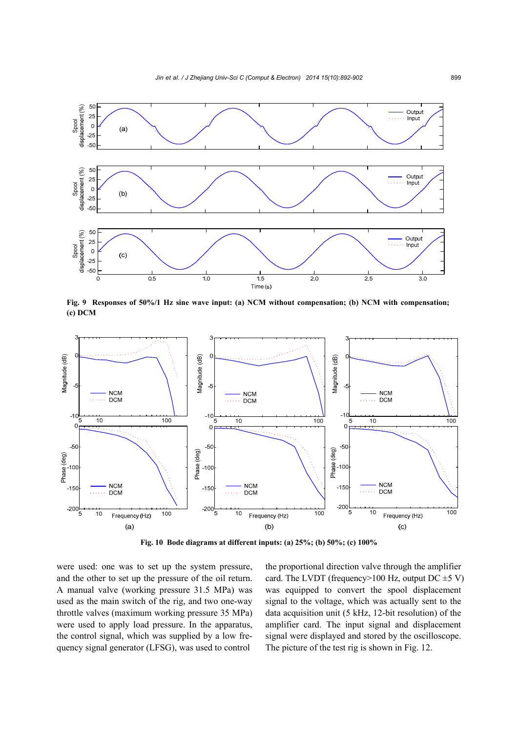Fig. 9 Responses of 50%/1 Hz sine wave input: (a) NCM without compensation; (b) NCM with compensation; (c) DCM

Fig. 10 Bode diagrams at different inputs: (a) 25%; (b) 50%; (c) 100%

were used: one was to set up the system pressure, and the other to set up the pressure of the oil return. A manual valve (working pressure 31.5 MPa) was used as the main switch of the rig, and two one-way throttle valves (maximum working pressure 35 MPa) were used to apply load pressure. In the apparatus, the control signal, which was supplied by a low frequency signal generator (LFSG), was used to control the proportional direction valve through the amplifier card. The LVDT (frequency>100 Hz, output DC ±5 V) was equipped to convert the spool displacement signal to the voltage, which was actually sent to the data acquisition unit (5 kHz, 12-bit resolution) of the amplifier card. The input signal and displacement signal were displayed and stored by the oscilloscope. The picture of the test rig is shown in Fig. 12.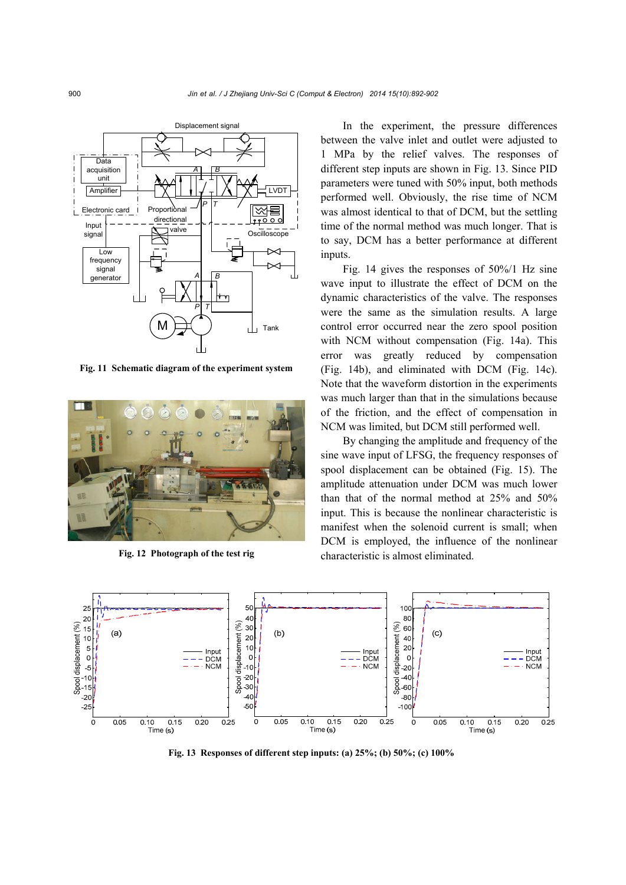Fig. 11 Schematic diagram of the experiment system

Fig. 12 Photograph of the test rig

In the experiment, the pressure differences between the valve inlet and outlet were adjusted to 1 MPa by the relief valves. The responses of different step inputs are shown in Fig. 13. Since PID parameters were tuned with 50% input, both methods performed well. Obviously, the rise time of NCM was almost identical to that of DCM, but the settling time of the normal method was much longer. That is to say, DCM has a better performance at different inputs.

Fig. 14 gives the responses of 50%/1 Hz sine wave input to illustrate the effect of DCM on the dynamic characteristics of the valve. The responses were the same as the simulation results. A large control error occurred near the zero spool position with NCM without compensation (Fig. 14a). This error was greatly reduced by compensation (Fig. 14b), and eliminated with DCM (Fig. 14c). Note that the waveform distortion in the experiments was much larger than that in the simulations because of the friction, and the effect of compensation in NCM was limited, but DCM still performed well.

By changing the amplitude and frequency of the sine wave input of LFSG, the frequency responses of spool displacement can be obtained (Fig. 15). The amplitude attenuation under DCM was much lower than that of the normal method at 25% and 50% input. This is because the nonlinear characteristic is manifest when the solenoid current is small; when DCM is employed, the influence of the nonlinear characteristic is almost eliminated.

Fig. 13 Responses of different step inputs: (a) 25%; (b) 50%; (c) 100%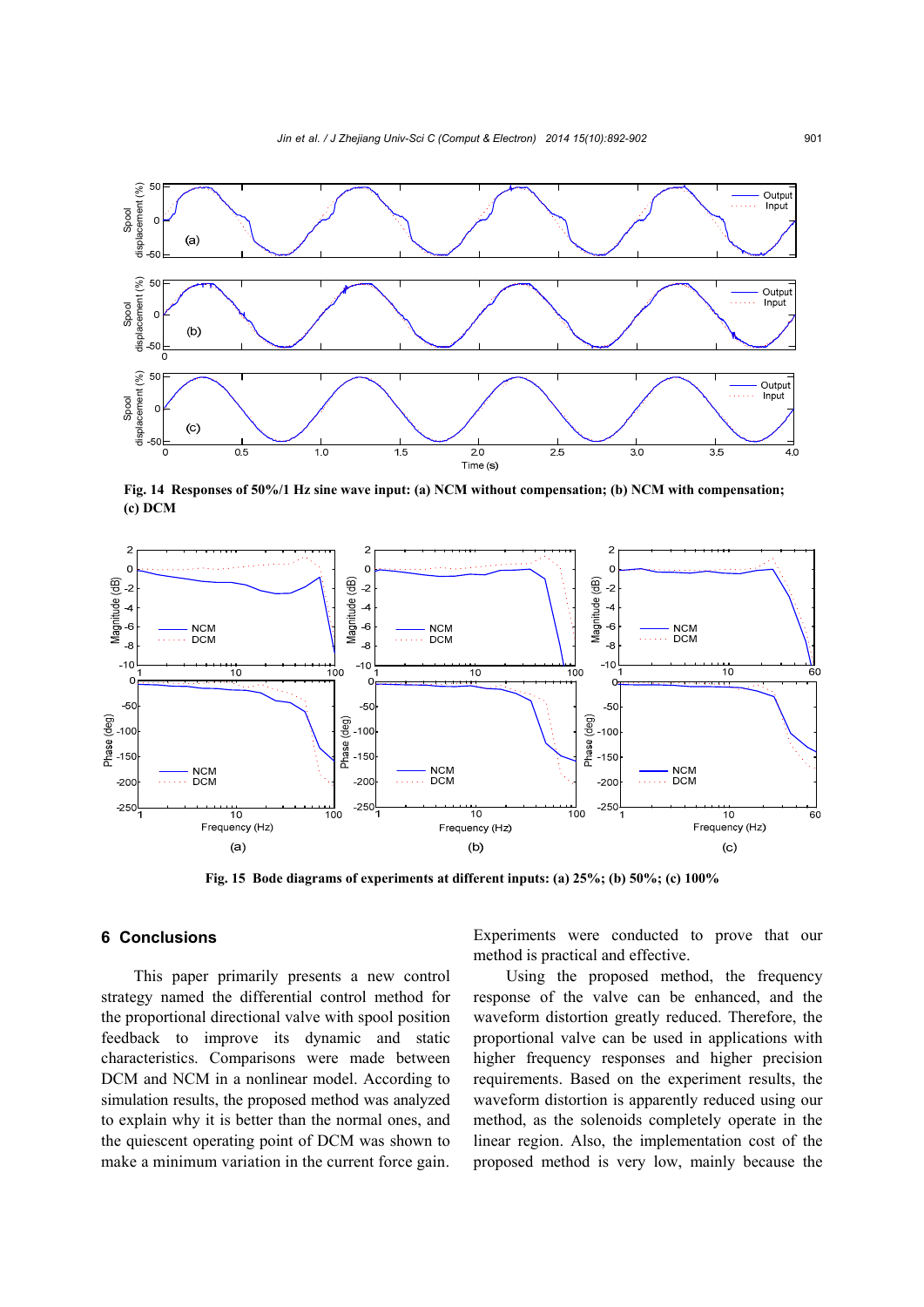Fig. 14  Responses of 50%/1 Hz sine wave input: (a) NCM without compensation; (b) NCM with compensation; (c) DCM

Fig. 15  Bode diagrams of experiments at different inputs: (a) 25%; (b) 50%; (c) 100%

## 6 Conclusions

This paper primarily presents a new control strategy named the differential control method for the proportional directional valve with spool position feedback to improve its dynamic and static characteristics. Comparisons were made between DCM and NCM in a nonlinear model. According to simulation results, the proposed method was analyzed to explain why it is better than the normal ones, and the quiescent operating point of DCM was shown to make a minimum variation in the current force gain. Experiments were conducted to prove that our method is practical and effective.

Using the proposed method, the frequency response of the valve can be enhanced, and the waveform distortion greatly reduced. Therefore, the proportional valve can be used in applications with higher frequency responses and higher precision requirements. Based on the experiment results, the waveform distortion is apparently reduced using our method, as the solenoids completely operate in the linear region. Also, the implementation cost of the proposed method is very low, mainly because the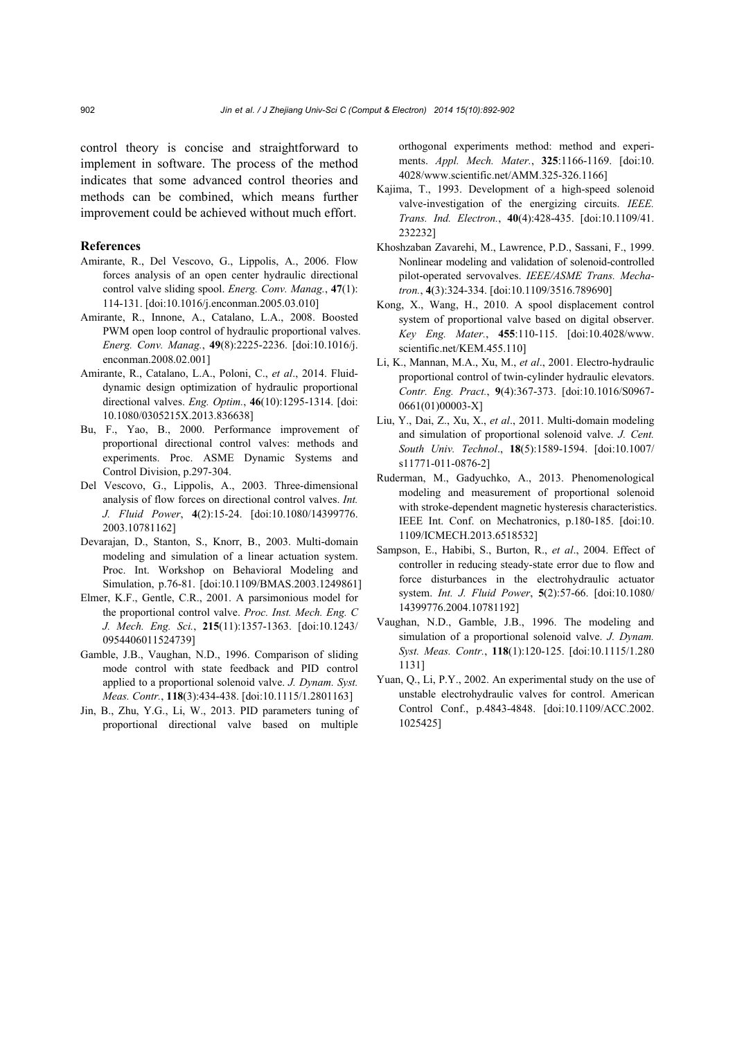control theory is concise and straightforward to implement in software. The process of the method indicates that some advanced control theories and methods can be combined, which means further improvement could be achieved without much effort.

## References

Amirante, R., Del Vescovo, G., Lippolis, A., 2006. Flow forces analysis of an open center hydraulic directional control valve sliding spool. *Energ. Conv. Manag.*, **47**(1): 114-131. [doi:10.1016/j.enconman.2005.03.010]

Amirante, R., Innone, A., Catalano, L.A., 2008. Boosted PWM open loop control of hydraulic proportional valves. *Energ. Conv. Manag.*, **49**(8):2225-2236. [doi:10.1016/j.enconman.2008.02.001]

Amirante, R., Catalano, L.A., Poloni, C., *et al*., 2014. Fluid-dynamic design optimization of hydraulic proportional directional valves. *Eng. Optim.*, **46**(10):1295-1314. [doi:10.1080/0305215X.2013.836638]

Bu, F., Yao, B., 2000. Performance improvement of proportional directional control valves: methods and experiments. Proc. ASME Dynamic Systems and Control Division, p.297-304.

Del Vescovo, G., Lippolis, A., 2003. Three-dimensional analysis of flow forces on directional control valves. *Int. J. Fluid Power*, **4**(2):15-24. [doi:10.1080/14399776.2003.10781162]

Devarajan, D., Stanton, S., Knorr, B., 2003. Multi-domain modeling and simulation of a linear actuation system. Proc. Int. Workshop on Behavioral Modeling and Simulation, p.76-81. [doi:10.1109/BMAS.2003.1249861]

Elmer, K.F., Gentle, C.R., 2001. A parsimonious model for the proportional control valve. *Proc. Inst. Mech. Eng. C J. Mech. Eng. Sci.*, **215**(11):1357-1363. [doi:10.1243/0954406011524739]

Gamble, J.B., Vaughan, N.D., 1996. Comparison of sliding mode control with state feedback and PID control applied to a proportional solenoid valve. *J. Dynam. Syst. Meas. Contr.*, **118**(3):434-438. [doi:10.1115/1.2801163]

Jin, B., Zhu, Y.G., Li, W., 2013. PID parameters tuning of proportional directional valve based on multiple orthogonal experiments method: method and experiments. *Appl. Mech. Mater.*, **325**:1166-1169. [doi:10.4028/www.scientific.net/AMM.325-326.1166]

Kajima, T., 1993. Development of a high-speed solenoid valve-investigation of the energizing circuits. *IEEE. Trans. Ind. Electron.*, **40**(4):428-435. [doi:10.1109/41.232232]

Khoshzaban Zavarehi, M., Lawrence, P.D., Sassani, F., 1999. Nonlinear modeling and validation of solenoid-controlled pilot-operated servovalves. *IEEE/ASME Trans. Mechatron.*, **4**(3):324-334. [doi:10.1109/3516.789690]

Kong, X., Wang, H., 2010. A spool displacement control system of proportional valve based on digital observer. *Key Eng. Mater.*, **455**:110-115. [doi:10.4028/www.scientific.net/KEM.455.110]

Li, K., Mannan, M.A., Xu, M., *et al*., 2001. Electro-hydraulic proportional control of twin-cylinder hydraulic elevators. *Contr. Eng. Pract.*, **9**(4):367-373. [doi:10.1016/S0967-0661(01)00003-X]

Liu, Y., Dai, Z., Xu, X., *et al*., 2011. Multi-domain modeling and simulation of proportional solenoid valve. *J. Cent. South Univ. Technol*., **18**(5):1589-1594. [doi:10.1007/s11771-011-0876-2]

Ruderman, M., Gadyuchko, A., 2013. Phenomenological modeling and measurement of proportional solenoid with stroke-dependent magnetic hysteresis characteristics. IEEE Int. Conf. on Mechatronics, p.180-185. [doi:10.1109/ICMECH.2013.6518532]

Sampson, E., Habibi, S., Burton, R., *et al*., 2004. Effect of controller in reducing steady-state error due to flow and force disturbances in the electrohydraulic actuator system. *Int. J. Fluid Power*, **5**(2):57-66. [doi:10.1080/14399776.2004.10781192]

Vaughan, N.D., Gamble, J.B., 1996. The modeling and simulation of a proportional solenoid valve. *J. Dynam. Syst. Meas. Contr.*, **118**(1):120-125. [doi:10.1115/1.2801131]

Yuan, Q., Li, P.Y., 2002. An experimental study on the use of unstable electrohydraulic valves for control. American Control Conf., p.4843-4848. [doi:10.1109/ACC.2002.1025425]